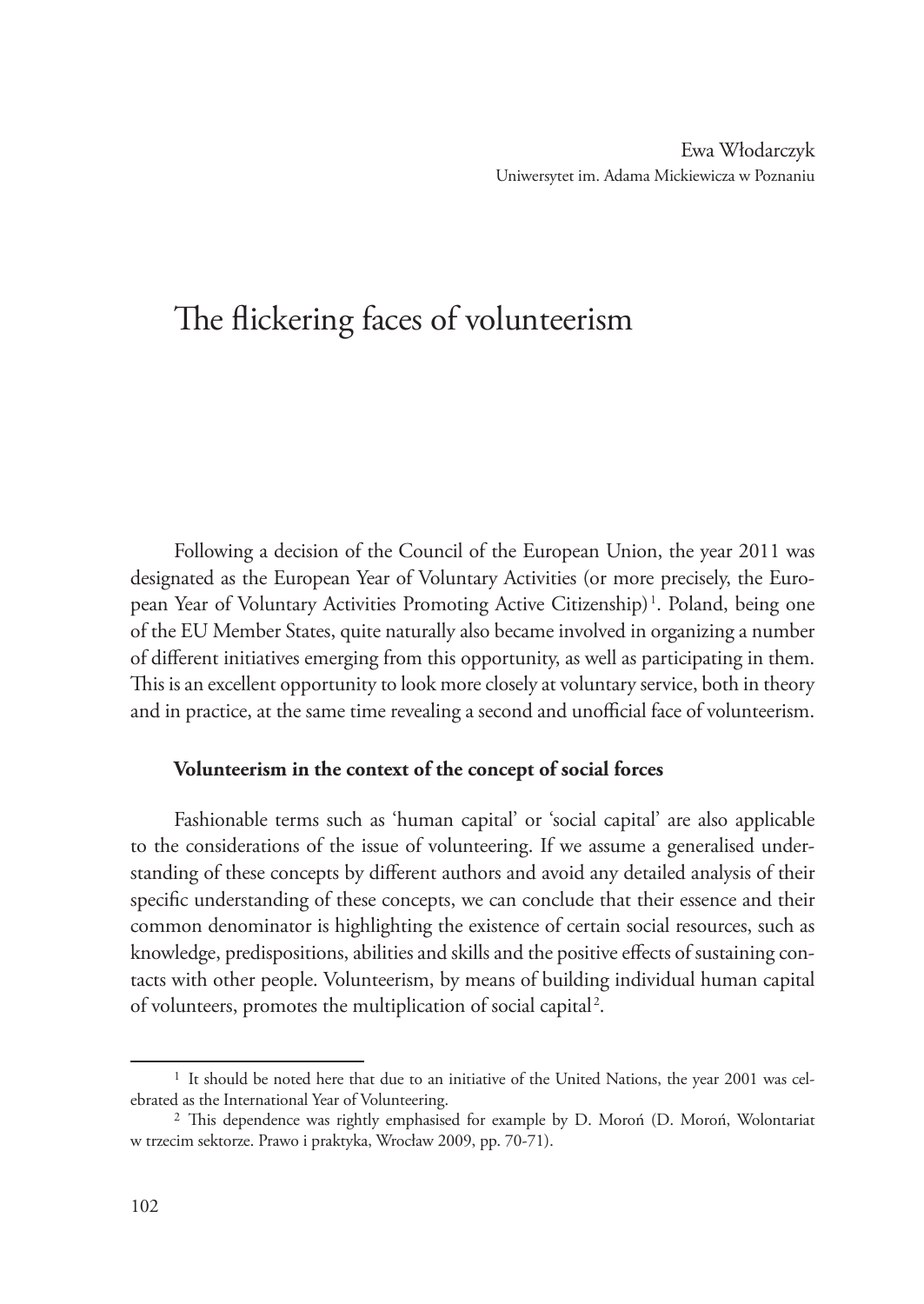Ewa Włodarczyk
Uniwersytet im. Adama Mickiewicza w Poznaniu

# The flickering faces of volunteerism

Following a decision of the Council of the European Union, the year 2011 was designated as the European Year of Voluntary Activities (or more precisely, the European Year of Voluntary Activities Promoting Active Citizenship)[1]. Poland, being one of the EU Member States, quite naturally also became involved in organizing a number of different initiatives emerging from this opportunity, as well as participating in them. This is an excellent opportunity to look more closely at voluntary service, both in theory and in practice, at the same time revealing a second and unofficial face of volunteerism.

**Volunteerism in the context of the concept of social forces**

Fashionable terms such as 'human capital' or 'social capital' are also applicable to the considerations of the issue of volunteering. If we assume a generalised understanding of these concepts by different authors and avoid any detailed analysis of their specific understanding of these concepts, we can conclude that their essence and their common denominator is highlighting the existence of certain social resources, such as knowledge, predispositions, abilities and skills and the positive effects of sustaining contacts with other people. Volunteerism, by means of building individual human capital of volunteers, promotes the multiplication of social capital[2].

---

[1] It should be noted here that due to an initiative of the United Nations, the year 2001 was celebrated as the International Year of Volunteering.

[2] This dependence was rightly emphasised for example by D. Moroń (D. Moroń, Wolontariat w trzecim sektorze. Prawo i praktyka, Wrocław 2009, pp. 70-71).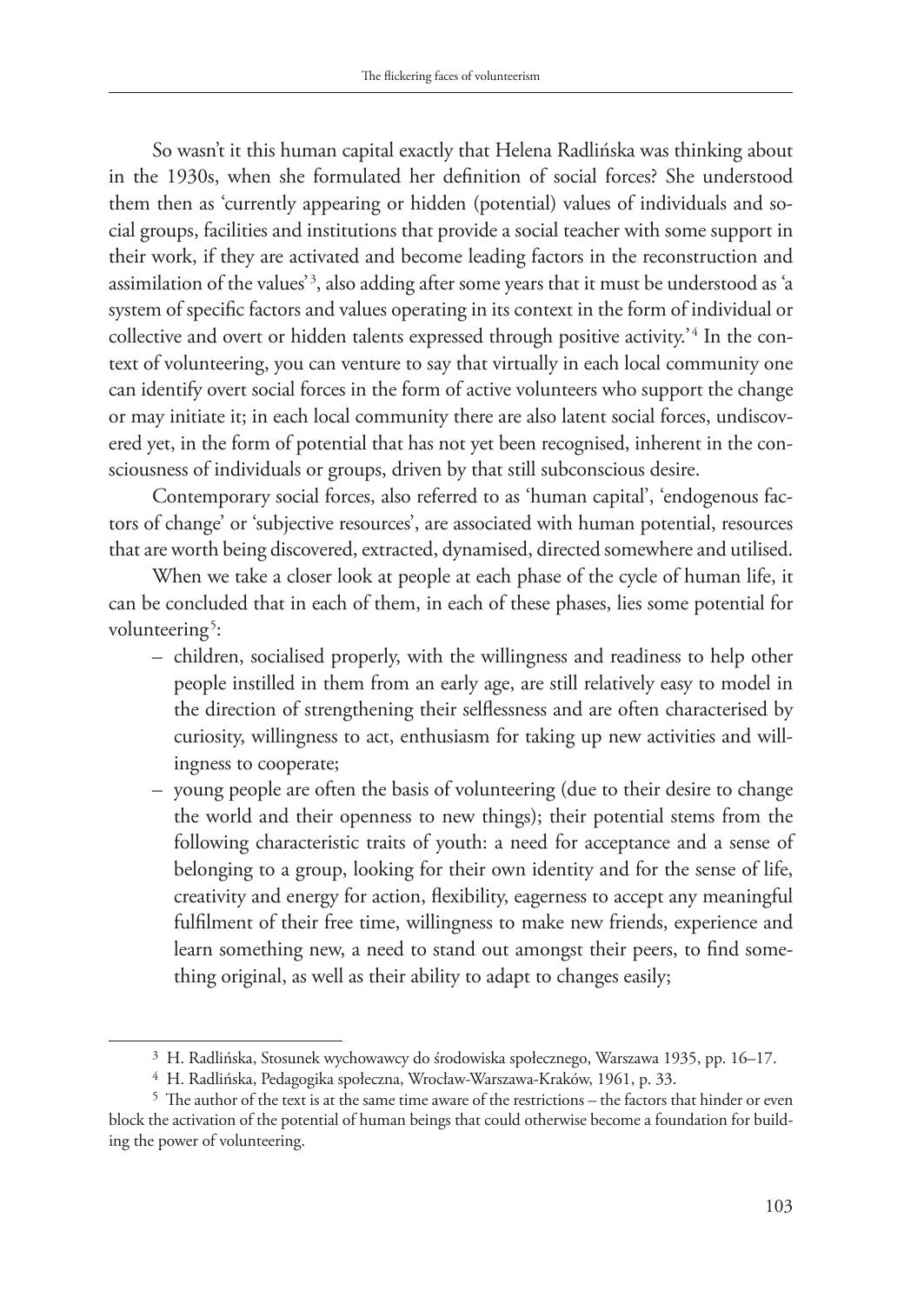So wasn't it this human capital exactly that Helena Radlińska was thinking about in the 1930s, when she formulated her definition of social forces? She understood them then as 'currently appearing or hidden (potential) values of individuals and social groups, facilities and institutions that provide a social teacher with some support in their work, if they are activated and become leading factors in the reconstruction and assimilation of the values'[3], also adding after some years that it must be understood as 'a system of specific factors and values operating in its context in the form of individual or collective and overt or hidden talents expressed through positive activity.'[4] In the context of volunteering, you can venture to say that virtually in each local community one can identify overt social forces in the form of active volunteers who support the change or may initiate it; in each local community there are also latent social forces, undiscovered yet, in the form of potential that has not yet been recognised, inherent in the consciousness of individuals or groups, driven by that still subconscious desire.

Contemporary social forces, also referred to as 'human capital', 'endogenous factors of change' or 'subjective resources', are associated with human potential, resources that are worth being discovered, extracted, dynamised, directed somewhere and utilised.

When we take a closer look at people at each phase of the cycle of human life, it can be concluded that in each of them, in each of these phases, lies some potential for volunteering[5]:

- children, socialised properly, with the willingness and readiness to help other people instilled in them from an early age, are still relatively easy to model in the direction of strengthening their selflessness and are often characterised by curiosity, willingness to act, enthusiasm for taking up new activities and willingness to cooperate;
- young people are often the basis of volunteering (due to their desire to change the world and their openness to new things); their potential stems from the following characteristic traits of youth: a need for acceptance and a sense of belonging to a group, looking for their own identity and for the sense of life, creativity and energy for action, flexibility, eagerness to accept any meaningful fulfilment of their free time, willingness to make new friends, experience and learn something new, a need to stand out amongst their peers, to find something original, as well as their ability to adapt to changes easily;

---

[3] H. Radlińska, Stosunek wychowawcy do środowiska społecznego, Warszawa 1935, pp. 16–17.

[4] H. Radlińska, Pedagogika społeczna, Wrocław-Warszawa-Kraków, 1961, p. 33.

[5] The author of the text is at the same time aware of the restrictions – the factors that hinder or even block the activation of the potential of human beings that could otherwise become a foundation for building the power of volunteering.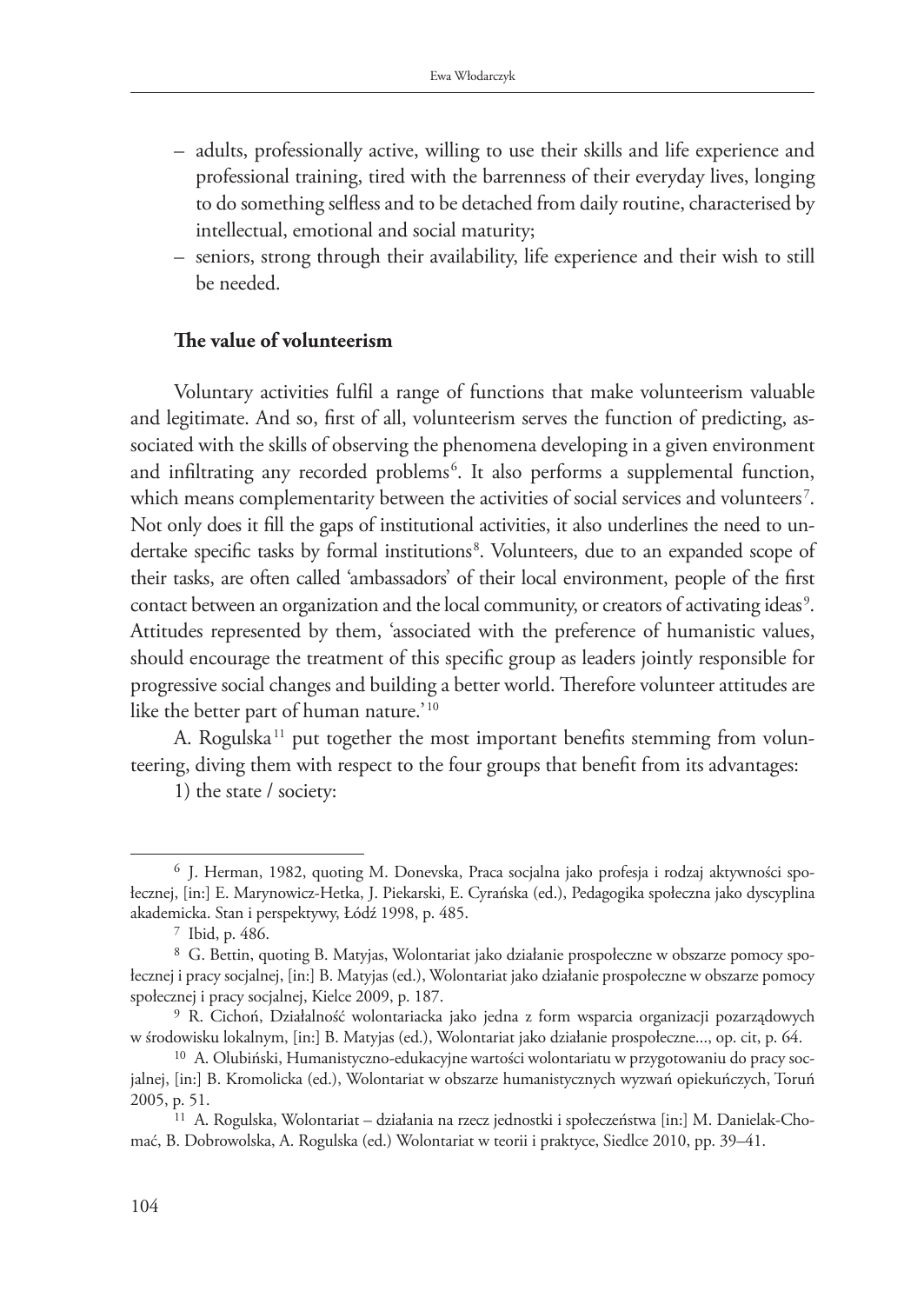– adults, professionally active, willing to use their skills and life experience and professional training, tired with the barrenness of their everyday lives, longing to do something selfless and to be detached from daily routine, characterised by intellectual, emotional and social maturity;
– seniors, strong through their availability, life experience and their wish to still be needed.

## The value of volunteerism

Voluntary activities fulfil a range of functions that make volunteerism valuable and legitimate. And so, first of all, volunteerism serves the function of predicting, associated with the skills of observing the phenomena developing in a given environment and infiltrating any recorded problems[6]. It also performs a supplemental function, which means complementarity between the activities of social services and volunteers[7]. Not only does it fill the gaps of institutional activities, it also underlines the need to undertake specific tasks by formal institutions[8]. Volunteers, due to an expanded scope of their tasks, are often called 'ambassadors' of their local environment, people of the first contact between an organization and the local community, or creators of activating ideas[9]. Attitudes represented by them, 'associated with the preference of humanistic values, should encourage the treatment of this specific group as leaders jointly responsible for progressive social changes and building a better world. Therefore volunteer attitudes are like the better part of human nature.'[10]

A. Rogulska[11] put together the most important benefits stemming from volunteering, diving them with respect to the four groups that benefit from its advantages:

1) the state / society:

---

[6] J. Herman, 1982, quoting M. Donevska, Praca socjalna jako profesja i rodzaj aktywności społecznej, [in:] E. Marynowicz-Hetka, J. Piekarski, E. Cyrańska (ed.), Pedagogika społeczna jako dyscyplina akademicka. Stan i perspektywy, Łódź 1998, p. 485.

[7] Ibid, p. 486.

[8] G. Bettin, quoting B. Matyjas, Wolontariat jako działanie prospołeczne w obszarze pomocy społecznej i pracy socjalnej, [in:] B. Matyjas (ed.), Wolontariat jako działanie prospołeczne w obszarze pomocy społecznej i pracy socjalnej, Kielce 2009, p. 187.

[9] R. Cichoń, Działalność wolontariacka jako jedna z form wsparcia organizacji pozarządowych w środowisku lokalnym, [in:] B. Matyjas (ed.), Wolontariat jako działanie prospołeczne..., op. cit, p. 64.

[10] A. Olubiński, Humanistyczno-edukacyjne wartości wolontariatu w przygotowaniu do pracy socjalnej, [in:] B. Kromolicka (ed.), Wolontariat w obszarze humanistycznych wyzwań opiekuńczych, Toruń 2005, p. 51.

[11] A. Rogulska, Wolontariat – działania na rzecz jednostki i społeczeństwa [in:] M. Danielak-Chomać, B. Dobrowolska, A. Rogulska (ed.) Wolontariat w teorii i praktyce, Siedlce 2010, pp. 39–41.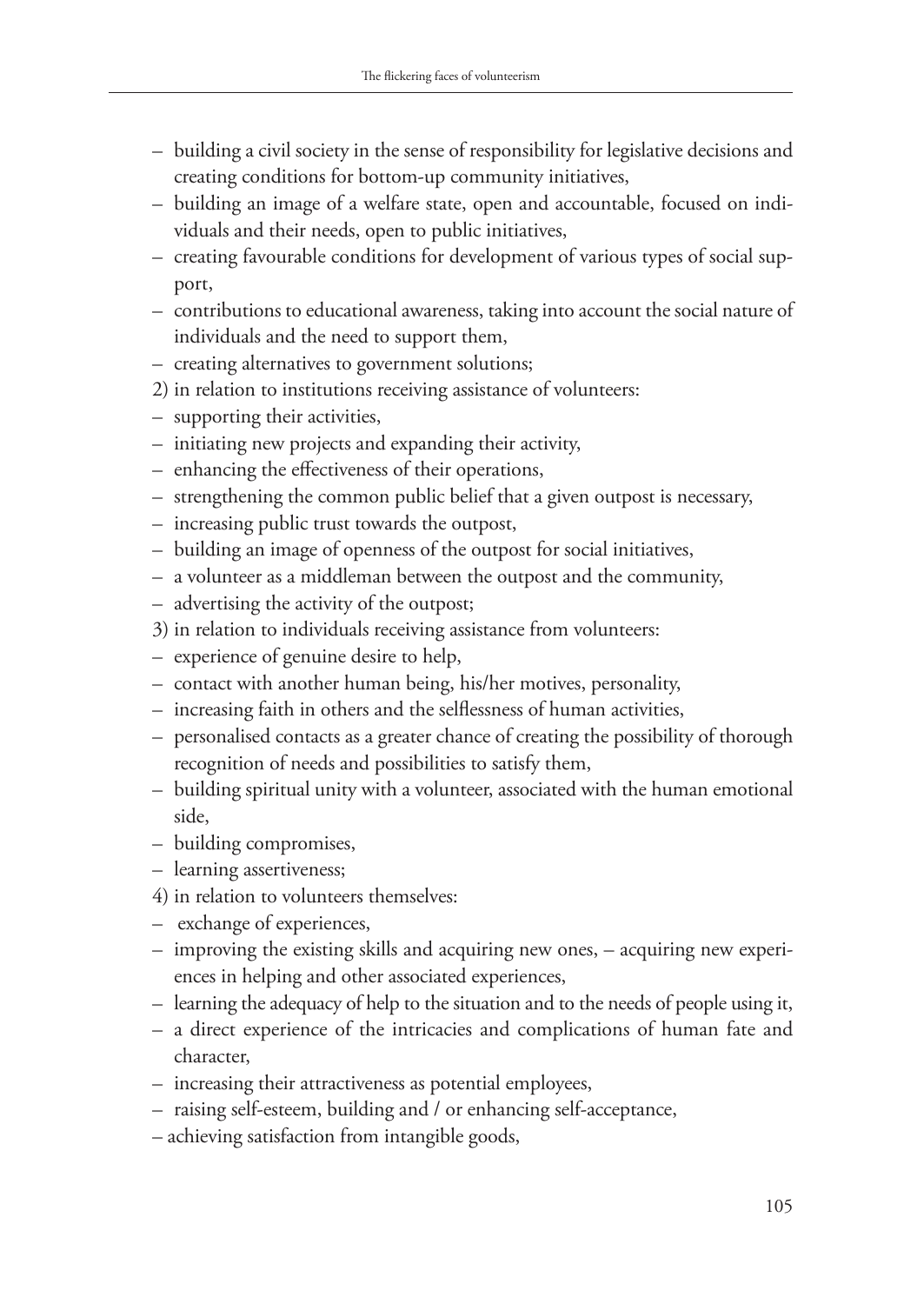– building a civil society in the sense of responsibility for legislative decisions and creating conditions for bottom-up community initiatives,
– building an image of a welfare state, open and accountable, focused on individuals and their needs, open to public initiatives,
– creating favourable conditions for development of various types of social support,
– contributions to educational awareness, taking into account the social nature of individuals and the need to support them,
– creating alternatives to government solutions;

2) in relation to institutions receiving assistance of volunteers:
– supporting their activities,
– initiating new projects and expanding their activity,
– enhancing the effectiveness of their operations,
– strengthening the common public belief that a given outpost is necessary,
– increasing public trust towards the outpost,
– building an image of openness of the outpost for social initiatives,
– a volunteer as a middleman between the outpost and the community,
– advertising the activity of the outpost;

3) in relation to individuals receiving assistance from volunteers:
– experience of genuine desire to help,
– contact with another human being, his/her motives, personality,
– increasing faith in others and the selflessness of human activities,
– personalised contacts as a greater chance of creating the possibility of thorough recognition of needs and possibilities to satisfy them,
– building spiritual unity with a volunteer, associated with the human emotional side,
– building compromises,
– learning assertiveness;

4) in relation to volunteers themselves:
– exchange of experiences,
– improving the existing skills and acquiring new ones, – acquiring new experiences in helping and other associated experiences,
– learning the adequacy of help to the situation and to the needs of people using it,
– a direct experience of the intricacies and complications of human fate and character,
– increasing their attractiveness as potential employees,
– raising self-esteem, building and / or enhancing self-acceptance,
– achieving satisfaction from intangible goods,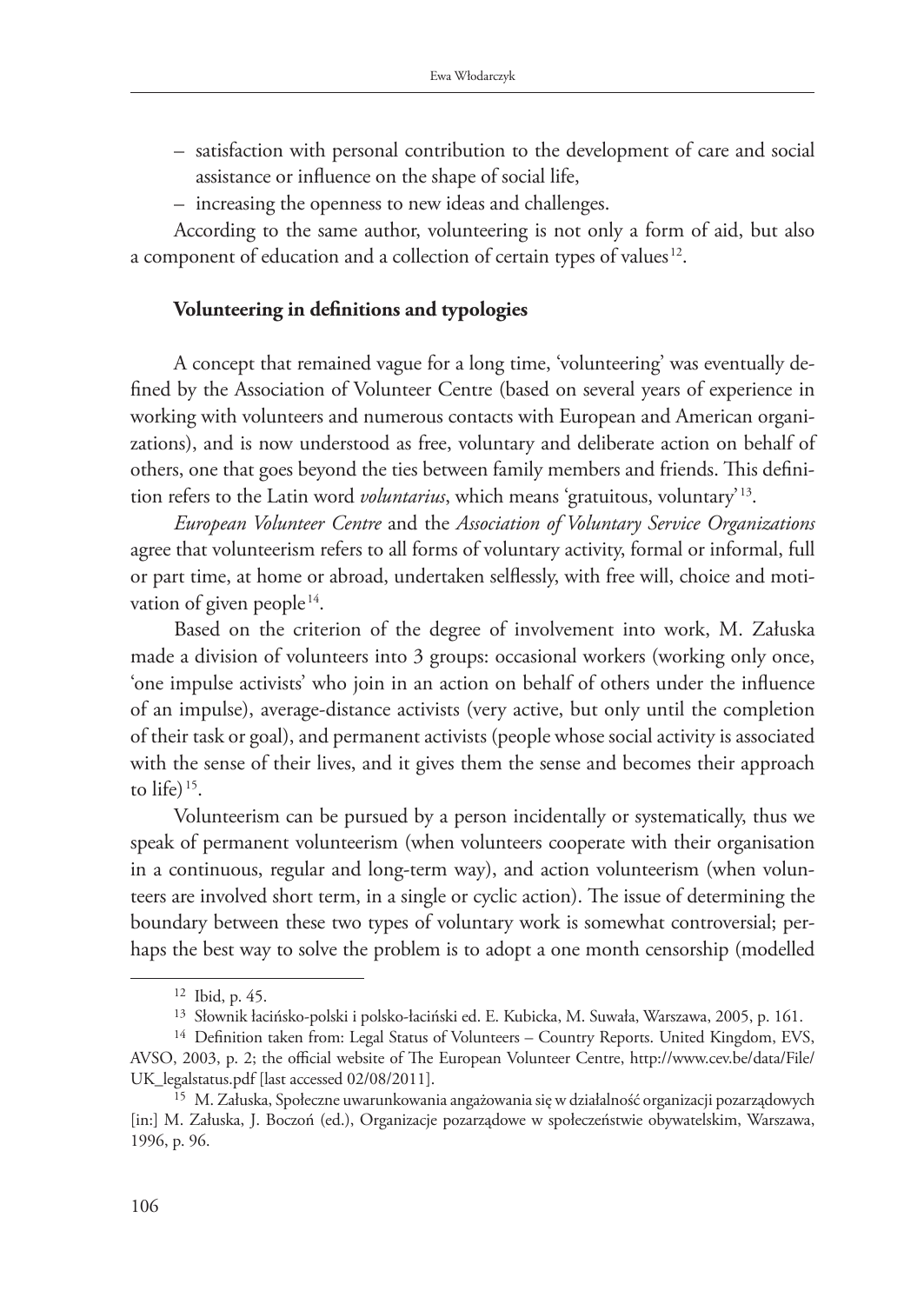– satisfaction with personal contribution to the development of care and social assistance or influence on the shape of social life,
– increasing the openness to new ideas and challenges.

According to the same author, volunteering is not only a form of aid, but also a component of education and a collection of certain types of values[12].

### Volunteering in definitions and typologies

A concept that remained vague for a long time, 'volunteering' was eventually defined by the Association of Volunteer Centre (based on several years of experience in working with volunteers and numerous contacts with European and American organizations), and is now understood as free, voluntary and deliberate action on behalf of others, one that goes beyond the ties between family members and friends. This definition refers to the Latin word *voluntarius*, which means 'gratuitous, voluntary'[13].

*European Volunteer Centre* and the *Association of Voluntary Service Organizations* agree that volunteerism refers to all forms of voluntary activity, formal or informal, full or part time, at home or abroad, undertaken selflessly, with free will, choice and motivation of given people[14].

Based on the criterion of the degree of involvement into work, M. Załuska made a division of volunteers into 3 groups: occasional workers (working only once, 'one impulse activists' who join in an action on behalf of others under the influence of an impulse), average-distance activists (very active, but only until the completion of their task or goal), and permanent activists (people whose social activity is associated with the sense of their lives, and it gives them the sense and becomes their approach to life)[15].

Volunteerism can be pursued by a person incidentally or systematically, thus we speak of permanent volunteerism (when volunteers cooperate with their organisation in a continuous, regular and long-term way), and action volunteerism (when volunteers are involved short term, in a single or cyclic action). The issue of determining the boundary between these two types of voluntary work is somewhat controversial; perhaps the best way to solve the problem is to adopt a one month censorship (modelled

---

[12] Ibid, p. 45.

[13] Słownik łacińsko-polski i polsko-łaciński ed. E. Kubicka, M. Suwała, Warszawa, 2005, p. 161.

[14] Definition taken from: Legal Status of Volunteers – Country Reports. United Kingdom, EVS, AVSO, 2003, p. 2; the official website of The European Volunteer Centre, http://www.cev.be/data/File/UK_legalstatus.pdf [last accessed 02/08/2011].

[15] M. Załuska, Społeczne uwarunkowania angażowania się w działalność organizacji pozarządowych [in:] M. Załuska, J. Boczoń (ed.), Organizacje pozarządowe w społeczeństwie obywatelskim, Warszawa, 1996, p. 96.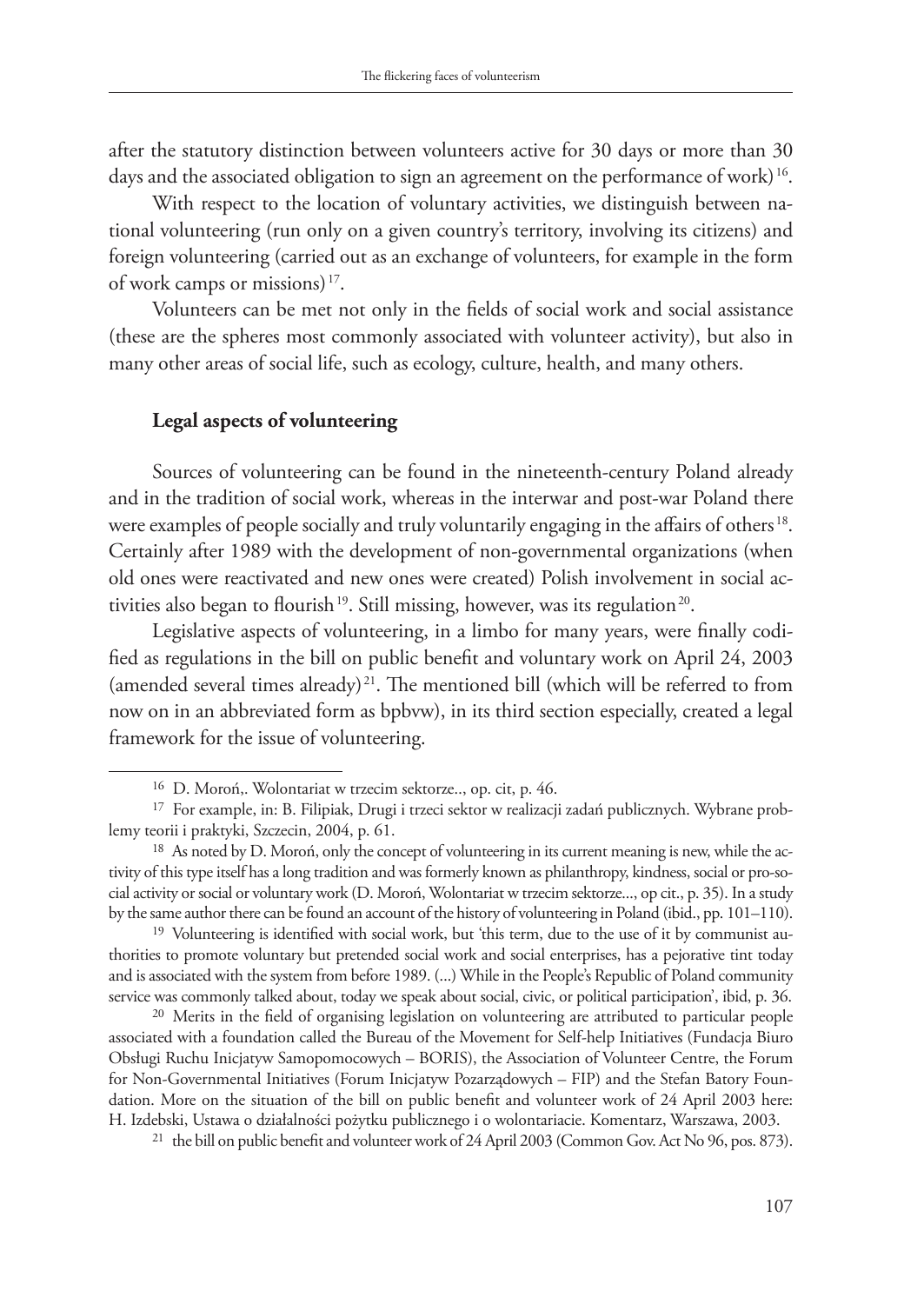after the statutory distinction between volunteers active for 30 days or more than 30 days and the associated obligation to sign an agreement on the performance of work)[16].

With respect to the location of voluntary activities, we distinguish between national volunteering (run only on a given country's territory, involving its citizens) and foreign volunteering (carried out as an exchange of volunteers, for example in the form of work camps or missions)[17].

Volunteers can be met not only in the fields of social work and social assistance (these are the spheres most commonly associated with volunteer activity), but also in many other areas of social life, such as ecology, culture, health, and many others.

### Legal aspects of volunteering

Sources of volunteering can be found in the nineteenth-century Poland already and in the tradition of social work, whereas in the interwar and post-war Poland there were examples of people socially and truly voluntarily engaging in the affairs of others[18]. Certainly after 1989 with the development of non-governmental organizations (when old ones were reactivated and new ones were created) Polish involvement in social activities also began to flourish[19]. Still missing, however, was its regulation[20].

Legislative aspects of volunteering, in a limbo for many years, were finally codified as regulations in the bill on public benefit and voluntary work on April 24, 2003 (amended several times already)[21]. The mentioned bill (which will be referred to from now on in an abbreviated form as bpbvw), in its third section especially, created a legal framework for the issue of volunteering.

---

[16] D. Moroń,. Wolontariat w trzecim sektorze.., op. cit, p. 46.

[17] For example, in: B. Filipiak, Drugi i trzeci sektor w realizacji zadań publicznych. Wybrane problemy teorii i praktyki, Szczecin, 2004, p. 61.

[18] As noted by D. Moroń, only the concept of volunteering in its current meaning is new, while the activity of this type itself has a long tradition and was formerly known as philanthropy, kindness, social or pro-social activity or social or voluntary work (D. Moroń, Wolontariat w trzecim sektorze..., op cit., p. 35). In a study by the same author there can be found an account of the history of volunteering in Poland (ibid., pp. 101–110).

[19] Volunteering is identified with social work, but 'this term, due to the use of it by communist authorities to promote voluntary but pretended social work and social enterprises, has a pejorative tint today and is associated with the system from before 1989. (...) While in the People's Republic of Poland community service was commonly talked about, today we speak about social, civic, or political participation', ibid, p. 36.

[20] Merits in the field of organising legislation on volunteering are attributed to particular people associated with a foundation called the Bureau of the Movement for Self-help Initiatives (Fundacja Biuro Obsługi Ruchu Inicjatyw Samopomocowych – BORIS), the Association of Volunteer Centre, the Forum for Non-Governmental Initiatives (Forum Inicjatyw Pozarządowych – FIP) and the Stefan Batory Foundation. More on the situation of the bill on public benefit and volunteer work of 24 April 2003 here: H. Izdebski, Ustawa o działalności pożytku publicznego i o wolontariacie. Komentarz, Warszawa, 2003.

[21] the bill on public benefit and volunteer work of 24 April 2003 (Common Gov. Act No 96, pos. 873).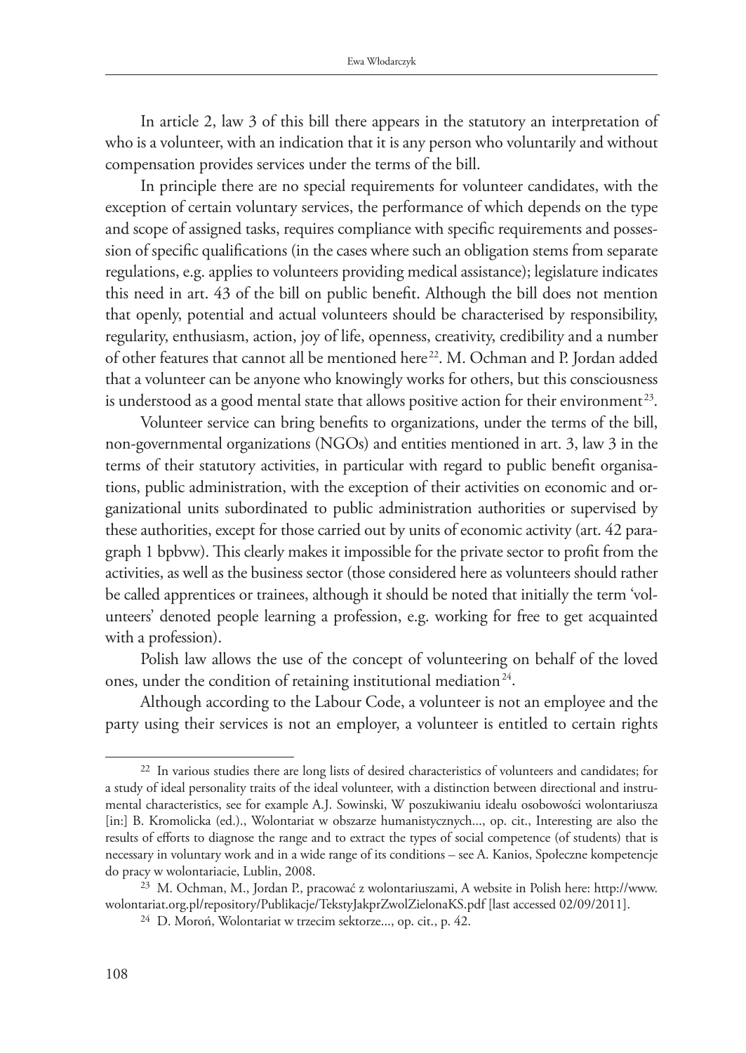In article 2, law 3 of this bill there appears in the statutory an interpretation of who is a volunteer, with an indication that it is any person who voluntarily and without compensation provides services under the terms of the bill.

In principle there are no special requirements for volunteer candidates, with the exception of certain voluntary services, the performance of which depends on the type and scope of assigned tasks, requires compliance with specific requirements and possession of specific qualifications (in the cases where such an obligation stems from separate regulations, e.g. applies to volunteers providing medical assistance); legislature indicates this need in art. 43 of the bill on public benefit. Although the bill does not mention that openly, potential and actual volunteers should be characterised by responsibility, regularity, enthusiasm, action, joy of life, openness, creativity, credibility and a number of other features that cannot all be mentioned here[22]. M. Ochman and P. Jordan added that a volunteer can be anyone who knowingly works for others, but this consciousness is understood as a good mental state that allows positive action for their environment[23].

Volunteer service can bring benefits to organizations, under the terms of the bill, non-governmental organizations (NGOs) and entities mentioned in art. 3, law 3 in the terms of their statutory activities, in particular with regard to public benefit organisations, public administration, with the exception of their activities on economic and organizational units subordinated to public administration authorities or supervised by these authorities, except for those carried out by units of economic activity (art. 42 paragraph 1 bpbvw). This clearly makes it impossible for the private sector to profit from the activities, as well as the business sector (those considered here as volunteers should rather be called apprentices or trainees, although it should be noted that initially the term 'volunteers' denoted people learning a profession, e.g. working for free to get acquainted with a profession).

Polish law allows the use of the concept of volunteering on behalf of the loved ones, under the condition of retaining institutional mediation[24].

Although according to the Labour Code, a volunteer is not an employee and the party using their services is not an employer, a volunteer is entitled to certain rights

---

[22] In various studies there are long lists of desired characteristics of volunteers and candidates; for a study of ideal personality traits of the ideal volunteer, with a distinction between directional and instrumental characteristics, see for example A.J. Sowinski, W poszukiwaniu ideału osobowości wolontariusza [in:] B. Kromolicka (ed.), Wolontariat w obszarze humanistycznych..., op. cit., Interesting are also the results of efforts to diagnose the range and to extract the types of social competence (of students) that is necessary in voluntary work and in a wide range of its conditions – see A. Kanios, Społeczne kompetencje do pracy w wolontariacie, Lublin, 2008.

[23] M. Ochman, M., Jordan P., pracować z wolontariuszami, A website in Polish here: http://www.wolontariat.org.pl/repository/Publikacje/TekstyJakprZwolZielonaKS.pdf [last accessed 02/09/2011].

[24] D. Moroń, Wolontariat w trzecim sektorze..., op. cit., p. 42.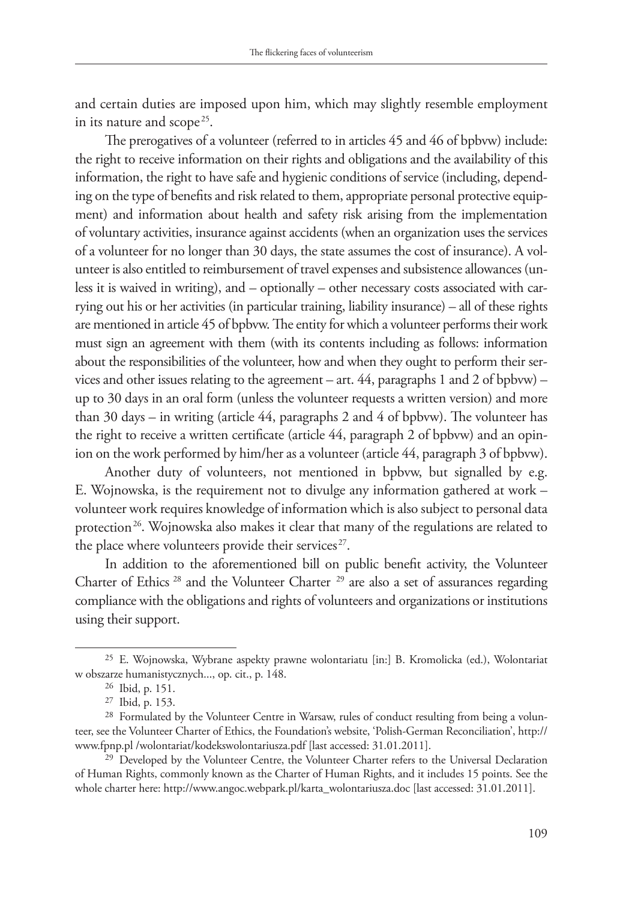and certain duties are imposed upon him, which may slightly resemble employment in its nature and scope[25].

The prerogatives of a volunteer (referred to in articles 45 and 46 of bpbvw) include: the right to receive information on their rights and obligations and the availability of this information, the right to have safe and hygienic conditions of service (including, depending on the type of benefits and risk related to them, appropriate personal protective equipment) and information about health and safety risk arising from the implementation of voluntary activities, insurance against accidents (when an organization uses the services of a volunteer for no longer than 30 days, the state assumes the cost of insurance). A volunteer is also entitled to reimbursement of travel expenses and subsistence allowances (unless it is waived in writing), and – optionally – other necessary costs associated with carrying out his or her activities (in particular training, liability insurance) – all of these rights are mentioned in article 45 of bpbvw. The entity for which a volunteer performs their work must sign an agreement with them (with its contents including as follows: information about the responsibilities of the volunteer, how and when they ought to perform their services and other issues relating to the agreement – art. 44, paragraphs 1 and 2 of bpbvw) – up to 30 days in an oral form (unless the volunteer requests a written version) and more than 30 days – in writing (article 44, paragraphs 2 and 4 of bpbvw). The volunteer has the right to receive a written certificate (article 44, paragraph 2 of bpbvw) and an opinion on the work performed by him/her as a volunteer (article 44, paragraph 3 of bpbvw).

Another duty of volunteers, not mentioned in bpbvw, but signalled by e.g. E. Wojnowska, is the requirement not to divulge any information gathered at work – volunteer work requires knowledge of information which is also subject to personal data protection[26]. Wojnowska also makes it clear that many of the regulations are related to the place where volunteers provide their services[27].

In addition to the aforementioned bill on public benefit activity, the Volunteer Charter of Ethics [28] and the Volunteer Charter [29] are also a set of assurances regarding compliance with the obligations and rights of volunteers and organizations or institutions using their support.

---

[25] E. Wojnowska, Wybrane aspekty prawne wolontariatu [in:] B. Kromolicka (ed.), Wolontariat w obszarze humanistycznych..., op. cit., p. 148.

[26] Ibid, p. 151.

[27] Ibid, p. 153.

[28] Formulated by the Volunteer Centre in Warsaw, rules of conduct resulting from being a volunteer, see the Volunteer Charter of Ethics, the Foundation's website, 'Polish-German Reconciliation', http://www.fpnp.pl /wolontariat/kodekswolontariusza.pdf [last accessed: 31.01.2011].

[29] Developed by the Volunteer Centre, the Volunteer Charter refers to the Universal Declaration of Human Rights, commonly known as the Charter of Human Rights, and it includes 15 points. See the whole charter here: http://www.angoc.webpark.pl/karta_wolontariusza.doc [last accessed: 31.01.2011].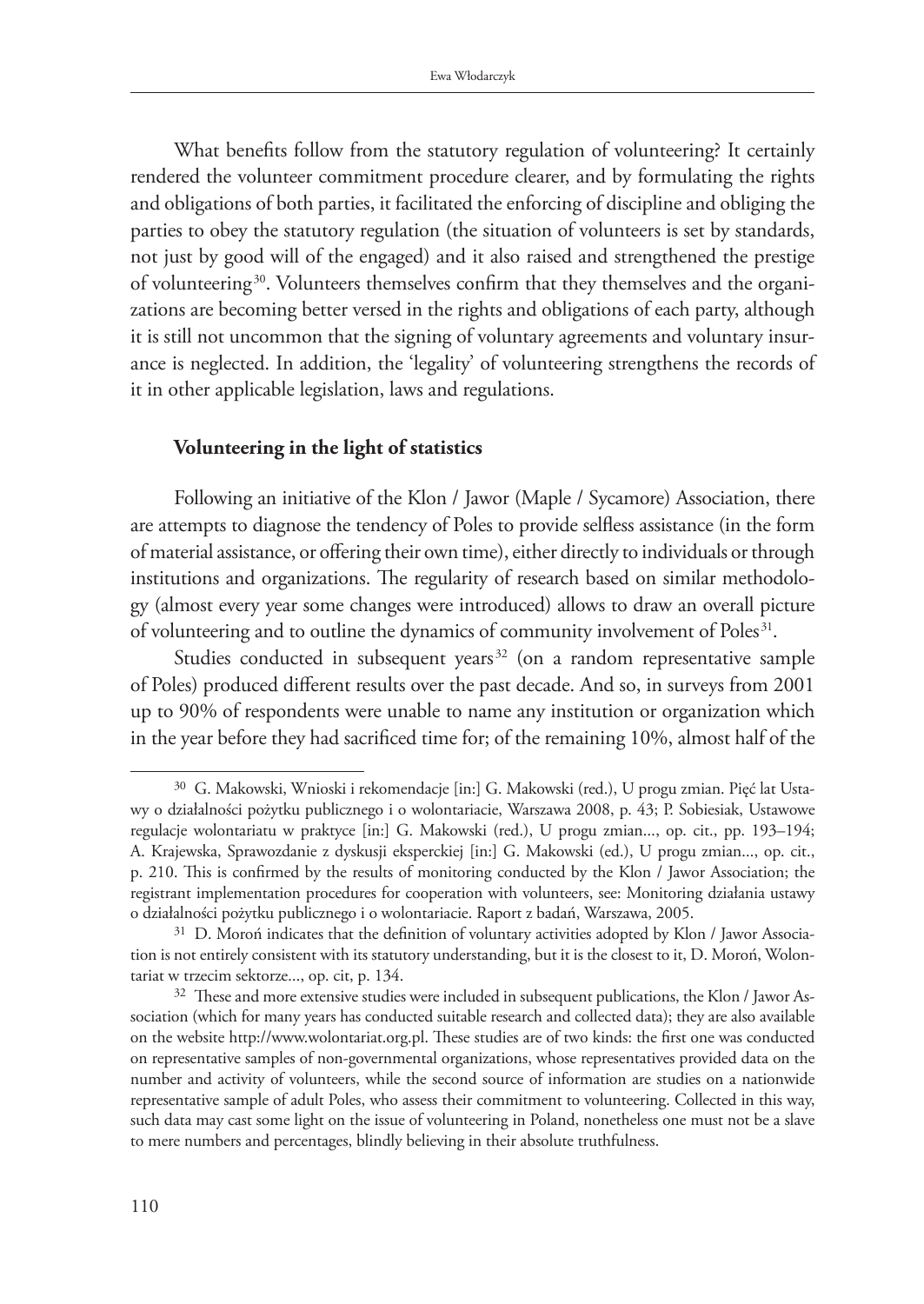What benefits follow from the statutory regulation of volunteering? It certainly rendered the volunteer commitment procedure clearer, and by formulating the rights and obligations of both parties, it facilitated the enforcing of discipline and obliging the parties to obey the statutory regulation (the situation of volunteers is set by standards, not just by good will of the engaged) and it also raised and strengthened the prestige of volunteering[30]. Volunteers themselves confirm that they themselves and the organizations are becoming better versed in the rights and obligations of each party, although it is still not uncommon that the signing of voluntary agreements and voluntary insurance is neglected. In addition, the 'legality' of volunteering strengthens the records of it in other applicable legislation, laws and regulations.

### Volunteering in the light of statistics

Following an initiative of the Klon / Jawor (Maple / Sycamore) Association, there are attempts to diagnose the tendency of Poles to provide selfless assistance (in the form of material assistance, or offering their own time), either directly to individuals or through institutions and organizations. The regularity of research based on similar methodology (almost every year some changes were introduced) allows to draw an overall picture of volunteering and to outline the dynamics of community involvement of Poles[31].

Studies conducted in subsequent years[32] (on a random representative sample of Poles) produced different results over the past decade. And so, in surveys from 2001 up to 90% of respondents were unable to name any institution or organization which in the year before they had sacrificed time for; of the remaining 10%, almost half of the

---

[30] G. Makowski, Wnioski i rekomendacje [in:] G. Makowski (red.), U progu zmian. Pięć lat Ustawy o działalności pożytku publicznego i o wolontariacie, Warszawa 2008, p. 43; P. Sobiesiak, Ustawowe regulacje wolontariatu w praktyce [in:] G. Makowski (red.), U progu zmian..., op. cit., pp. 193–194; A. Krajewska, Sprawozdanie z dyskusji eksperckiej [in:] G. Makowski (ed.), U progu zmian..., op. cit., p. 210. This is confirmed by the results of monitoring conducted by the Klon / Jawor Association; the registrant implementation procedures for cooperation with volunteers, see: Monitoring działania ustawy o działalności pożytku publicznego i o wolontariacie. Raport z badań, Warszawa, 2005.

[31] D. Moroń indicates that the definition of voluntary activities adopted by Klon / Jawor Association is not entirely consistent with its statutory understanding, but it is the closest to it, D. Moroń, Wolontariat w trzecim sektorze..., op. cit, p. 134.

[32] These and more extensive studies were included in subsequent publications, the Klon / Jawor Association (which for many years has conducted suitable research and collected data); they are also available on the website http://www.wolontariat.org.pl. These studies are of two kinds: the first one was conducted on representative samples of non-governmental organizations, whose representatives provided data on the number and activity of volunteers, while the second source of information are studies on a nationwide representative sample of adult Poles, who assess their commitment to volunteering. Collected in this way, such data may cast some light on the issue of volunteering in Poland, nonetheless one must not be a slave to mere numbers and percentages, blindly believing in their absolute truthfulness.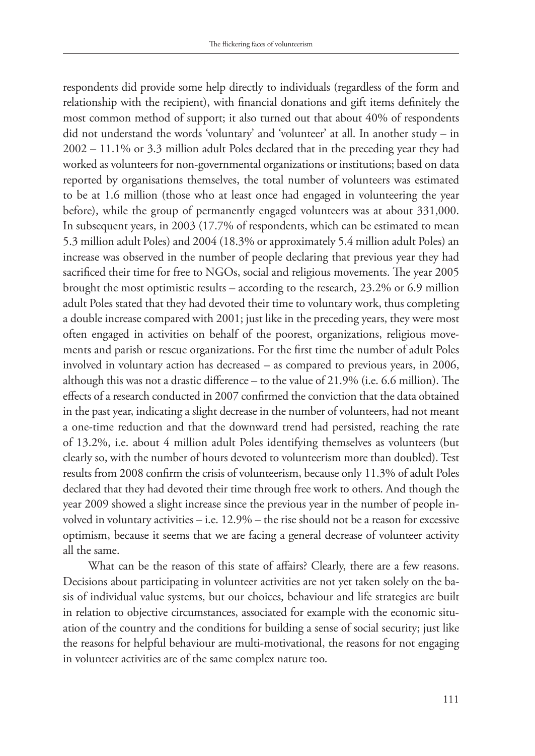respondents did provide some help directly to individuals (regardless of the form and relationship with the recipient), with financial donations and gift items definitely the most common method of support; it also turned out that about 40% of respondents did not understand the words 'voluntary' and 'volunteer' at all. In another study – in 2002 – 11.1% or 3.3 million adult Poles declared that in the preceding year they had worked as volunteers for non-governmental organizations or institutions; based on data reported by organisations themselves, the total number of volunteers was estimated to be at 1.6 million (those who at least once had engaged in volunteering the year before), while the group of permanently engaged volunteers was at about 331,000. In subsequent years, in 2003 (17.7% of respondents, which can be estimated to mean 5.3 million adult Poles) and 2004 (18.3% or approximately 5.4 million adult Poles) an increase was observed in the number of people declaring that previous year they had sacrificed their time for free to NGOs, social and religious movements. The year 2005 brought the most optimistic results – according to the research, 23.2% or 6.9 million adult Poles stated that they had devoted their time to voluntary work, thus completing a double increase compared with 2001; just like in the preceding years, they were most often engaged in activities on behalf of the poorest, organizations, religious movements and parish or rescue organizations. For the first time the number of adult Poles involved in voluntary action has decreased – as compared to previous years, in 2006, although this was not a drastic difference – to the value of 21.9% (i.e. 6.6 million). The effects of a research conducted in 2007 confirmed the conviction that the data obtained in the past year, indicating a slight decrease in the number of volunteers, had not meant a one-time reduction and that the downward trend had persisted, reaching the rate of 13.2%, i.e. about 4 million adult Poles identifying themselves as volunteers (but clearly so, with the number of hours devoted to volunteerism more than doubled). Test results from 2008 confirm the crisis of volunteerism, because only 11.3% of adult Poles declared that they had devoted their time through free work to others. And though the year 2009 showed a slight increase since the previous year in the number of people involved in voluntary activities – i.e. 12.9% – the rise should not be a reason for excessive optimism, because it seems that we are facing a general decrease of volunteer activity all the same.

What can be the reason of this state of affairs? Clearly, there are a few reasons. Decisions about participating in volunteer activities are not yet taken solely on the basis of individual value systems, but our choices, behaviour and life strategies are built in relation to objective circumstances, associated for example with the economic situation of the country and the conditions for building a sense of social security; just like the reasons for helpful behaviour are multi-motivational, the reasons for not engaging in volunteer activities are of the same complex nature too.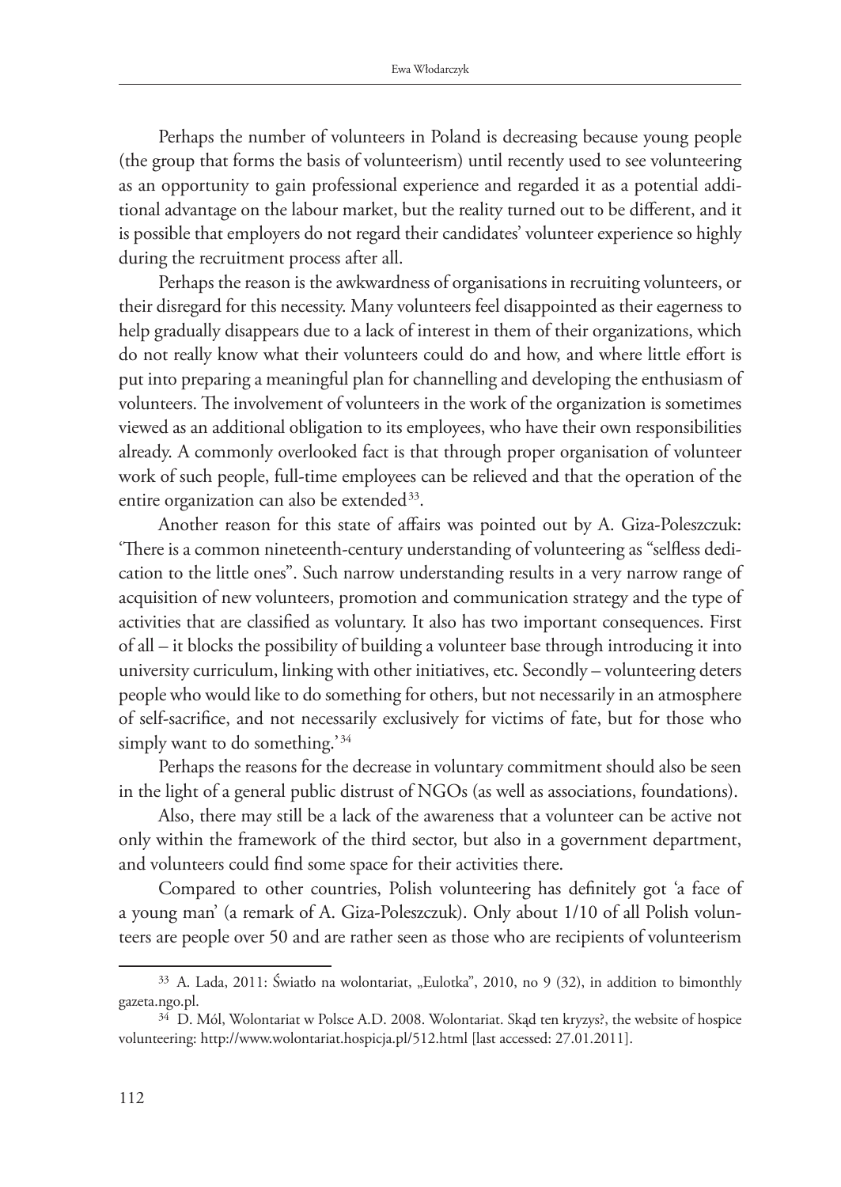Perhaps the number of volunteers in Poland is decreasing because young people (the group that forms the basis of volunteerism) until recently used to see volunteering as an opportunity to gain professional experience and regarded it as a potential additional advantage on the labour market, but the reality turned out to be different, and it is possible that employers do not regard their candidates' volunteer experience so highly during the recruitment process after all.

Perhaps the reason is the awkwardness of organisations in recruiting volunteers, or their disregard for this necessity. Many volunteers feel disappointed as their eagerness to help gradually disappears due to a lack of interest in them of their organizations, which do not really know what their volunteers could do and how, and where little effort is put into preparing a meaningful plan for channelling and developing the enthusiasm of volunteers. The involvement of volunteers in the work of the organization is sometimes viewed as an additional obligation to its employees, who have their own responsibilities already. A commonly overlooked fact is that through proper organisation of volunteer work of such people, full-time employees can be relieved and that the operation of the entire organization can also be extended[33].

Another reason for this state of affairs was pointed out by A. Giza-Poleszczuk: 'There is a common nineteenth-century understanding of volunteering as "selfless dedication to the little ones". Such narrow understanding results in a very narrow range of acquisition of new volunteers, promotion and communication strategy and the type of activities that are classified as voluntary. It also has two important consequences. First of all – it blocks the possibility of building a volunteer base through introducing it into university curriculum, linking with other initiatives, etc. Secondly – volunteering deters people who would like to do something for others, but not necessarily in an atmosphere of self-sacrifice, and not necessarily exclusively for victims of fate, but for those who simply want to do something.'[34]

Perhaps the reasons for the decrease in voluntary commitment should also be seen in the light of a general public distrust of NGOs (as well as associations, foundations).

Also, there may still be a lack of the awareness that a volunteer can be active not only within the framework of the third sector, but also in a government department, and volunteers could find some space for their activities there.

Compared to other countries, Polish volunteering has definitely got 'a face of a young man' (a remark of A. Giza-Poleszczuk). Only about 1/10 of all Polish volunteers are people over 50 and are rather seen as those who are recipients of volunteerism

---

[33] A. Lada, 2011: Światło na wolontariat, „Eulotka", 2010, no 9 (32), in addition to bimonthly gazeta.ngo.pl.

[34] D. Mól, Wolontariat w Polsce A.D. 2008. Wolontariat. Skąd ten kryzys?, the website of hospice volunteering: http://www.wolontariat.hospicja.pl/512.html [last accessed: 27.01.2011].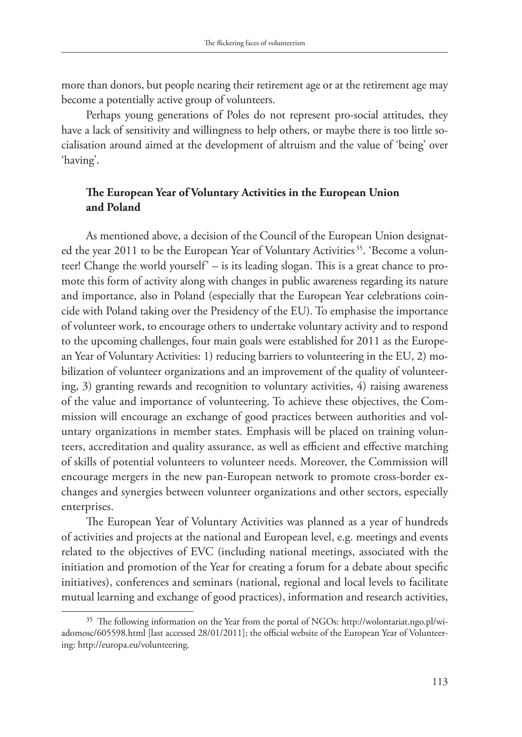more than donors, but people nearing their retirement age or at the retirement age may become a potentially active group of volunteers.

Perhaps young generations of Poles do not represent pro-social attitudes, they have a lack of sensitivity and willingness to help others, or maybe there is too little socialisation around aimed at the development of altruism and the value of 'being' over 'having'.

## The European Year of Voluntary Activities in the European Union and Poland

As mentioned above, a decision of the Council of the European Union designated the year 2011 to be the European Year of Voluntary Activities[35]. 'Become a volunteer! Change the world yourself' – is its leading slogan. This is a great chance to promote this form of activity along with changes in public awareness regarding its nature and importance, also in Poland (especially that the European Year celebrations coincide with Poland taking over the Presidency of the EU). To emphasise the importance of volunteer work, to encourage others to undertake voluntary activity and to respond to the upcoming challenges, four main goals were established for 2011 as the European Year of Voluntary Activities: 1) reducing barriers to volunteering in the EU, 2) mobilization of volunteer organizations and an improvement of the quality of volunteering, 3) granting rewards and recognition to voluntary activities, 4) raising awareness of the value and importance of volunteering. To achieve these objectives, the Commission will encourage an exchange of good practices between authorities and voluntary organizations in member states. Emphasis will be placed on training volunteers, accreditation and quality assurance, as well as efficient and effective matching of skills of potential volunteers to volunteer needs. Moreover, the Commission will encourage mergers in the new pan-European network to promote cross-border exchanges and synergies between volunteer organizations and other sectors, especially enterprises.

The European Year of Voluntary Activities was planned as a year of hundreds of activities and projects at the national and European level, e.g. meetings and events related to the objectives of EVC (including national meetings, associated with the initiation and promotion of the Year for creating a forum for a debate about specific initiatives), conferences and seminars (national, regional and local levels to facilitate mutual learning and exchange of good practices), information and research activities,

---

[35] The following information on the Year from the portal of NGOs: http://wolontariat.ngo.pl/wiadomosc/605598.html [last accessed 28/01/2011]; the official website of the European Year of Volunteering: http://europa.eu/volunteering.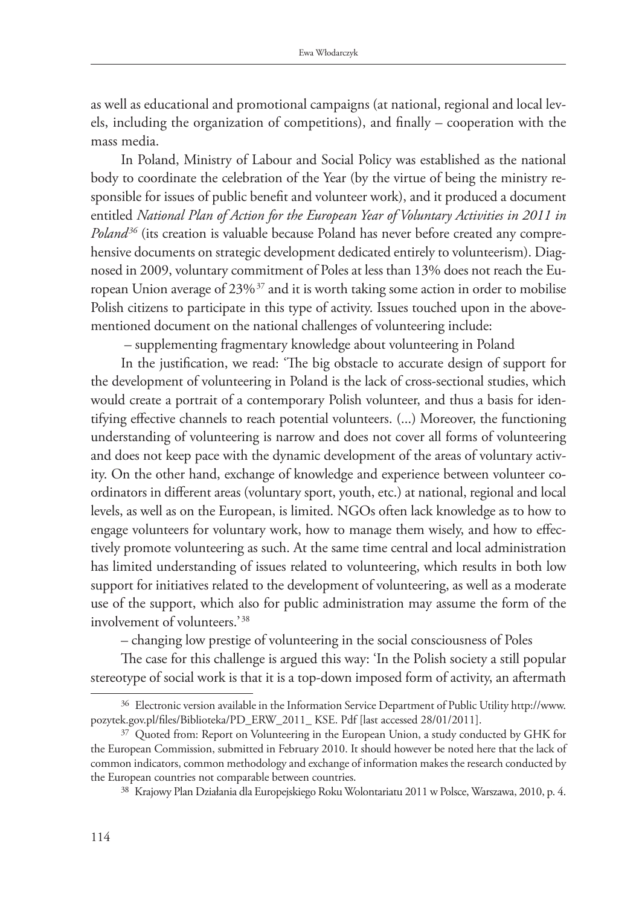as well as educational and promotional campaigns (at national, regional and local levels, including the organization of competitions), and finally – cooperation with the mass media.

In Poland, Ministry of Labour and Social Policy was established as the national body to coordinate the celebration of the Year (by the virtue of being the ministry responsible for issues of public benefit and volunteer work), and it produced a document entitled *National Plan of Action for the European Year of Voluntary Activities in 2011 in Poland*[36] (its creation is valuable because Poland has never before created any comprehensive documents on strategic development dedicated entirely to volunteerism). Diagnosed in 2009, voluntary commitment of Poles at less than 13% does not reach the European Union average of 23%[37] and it is worth taking some action in order to mobilise Polish citizens to participate in this type of activity. Issues touched upon in the above-mentioned document on the national challenges of volunteering include:

– supplementing fragmentary knowledge about volunteering in Poland

In the justification, we read: 'The big obstacle to accurate design of support for the development of volunteering in Poland is the lack of cross-sectional studies, which would create a portrait of a contemporary Polish volunteer, and thus a basis for identifying effective channels to reach potential volunteers. (...) Moreover, the functioning understanding of volunteering is narrow and does not cover all forms of volunteering and does not keep pace with the dynamic development of the areas of voluntary activity. On the other hand, exchange of knowledge and experience between volunteer coordinators in different areas (voluntary sport, youth, etc.) at national, regional and local levels, as well as on the European, is limited. NGOs often lack knowledge as to how to engage volunteers for voluntary work, how to manage them wisely, and how to effectively promote volunteering as such. At the same time central and local administration has limited understanding of issues related to volunteering, which results in both low support for initiatives related to the development of volunteering, as well as a moderate use of the support, which also for public administration may assume the form of the involvement of volunteers.'[38]

– changing low prestige of volunteering in the social consciousness of Poles

The case for this challenge is argued this way: 'In the Polish society a still popular stereotype of social work is that it is a top-down imposed form of activity, an aftermath

---

[36] Electronic version available in the Information Service Department of Public Utility http://www.pozytek.gov.pl/files/Biblioteka/PD_ERW_2011_ KSE. Pdf [last accessed 28/01/2011].

[37] Quoted from: Report on Volunteering in the European Union, a study conducted by GHK for the European Commission, submitted in February 2010. It should however be noted here that the lack of common indicators, common methodology and exchange of information makes the research conducted by the European countries not comparable between countries.

[38] Krajowy Plan Działania dla Europejskiego Roku Wolontariatu 2011 w Polsce, Warszawa, 2010, p. 4.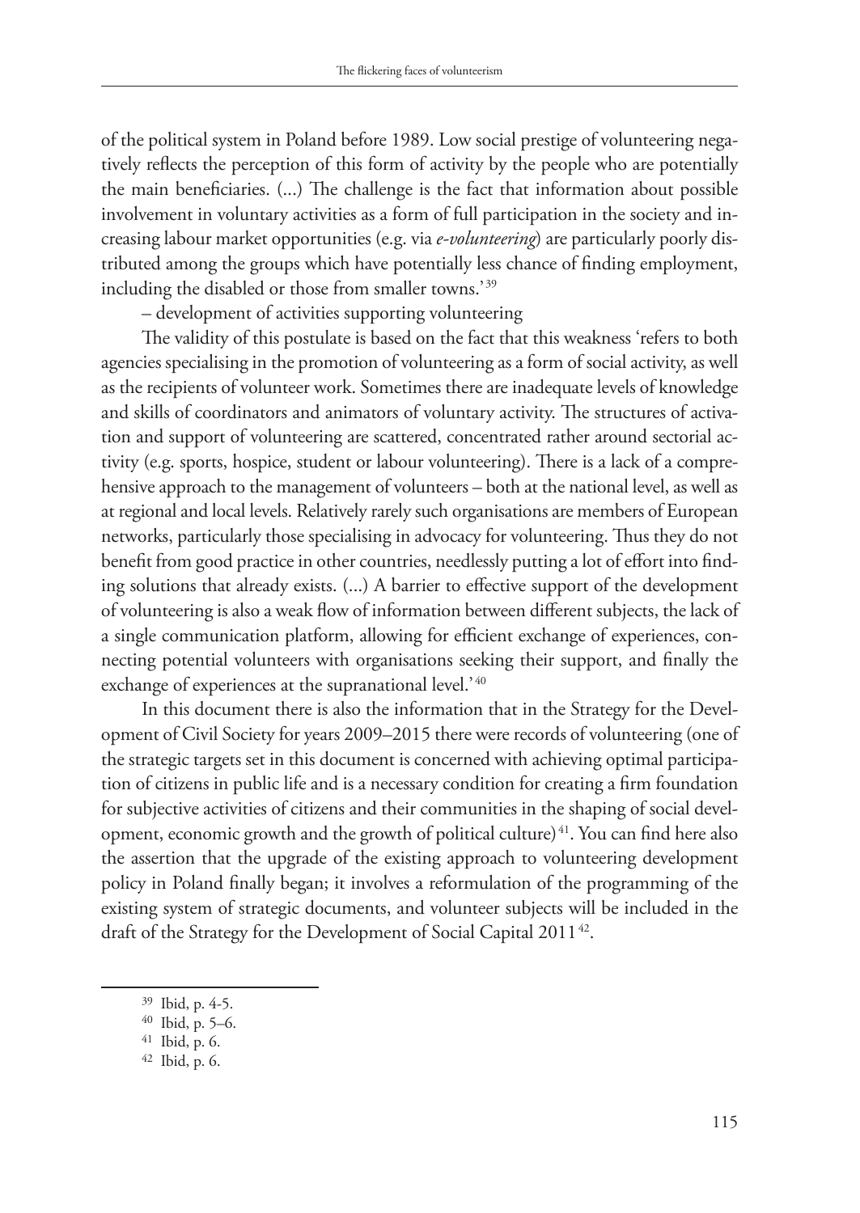of the political system in Poland before 1989. Low social prestige of volunteering negatively reflects the perception of this form of activity by the people who are potentially the main beneficiaries. (...) The challenge is the fact that information about possible involvement in voluntary activities as a form of full participation in the society and increasing labour market opportunities (e.g. via *e-volunteering*) are particularly poorly distributed among the groups which have potentially less chance of finding employment, including the disabled or those from smaller towns.'[39]

– development of activities supporting volunteering

The validity of this postulate is based on the fact that this weakness 'refers to both agencies specialising in the promotion of volunteering as a form of social activity, as well as the recipients of volunteer work. Sometimes there are inadequate levels of knowledge and skills of coordinators and animators of voluntary activity. The structures of activation and support of volunteering are scattered, concentrated rather around sectorial activity (e.g. sports, hospice, student or labour volunteering). There is a lack of a comprehensive approach to the management of volunteers – both at the national level, as well as at regional and local levels. Relatively rarely such organisations are members of European networks, particularly those specialising in advocacy for volunteering. Thus they do not benefit from good practice in other countries, needlessly putting a lot of effort into finding solutions that already exists. (...) A barrier to effective support of the development of volunteering is also a weak flow of information between different subjects, the lack of a single communication platform, allowing for efficient exchange of experiences, connecting potential volunteers with organisations seeking their support, and finally the exchange of experiences at the supranational level.'[40]

In this document there is also the information that in the Strategy for the Development of Civil Society for years 2009–2015 there were records of volunteering (one of the strategic targets set in this document is concerned with achieving optimal participation of citizens in public life and is a necessary condition for creating a firm foundation for subjective activities of citizens and their communities in the shaping of social development, economic growth and the growth of political culture)[41]. You can find here also the assertion that the upgrade of the existing approach to volunteering development policy in Poland finally began; it involves a reformulation of the programming of the existing system of strategic documents, and volunteer subjects will be included in the draft of the Strategy for the Development of Social Capital 2011[42].

---

[39] Ibid, p. 4-5.

[40] Ibid, p. 5–6.

[41] Ibid, p. 6.

[42] Ibid, p. 6.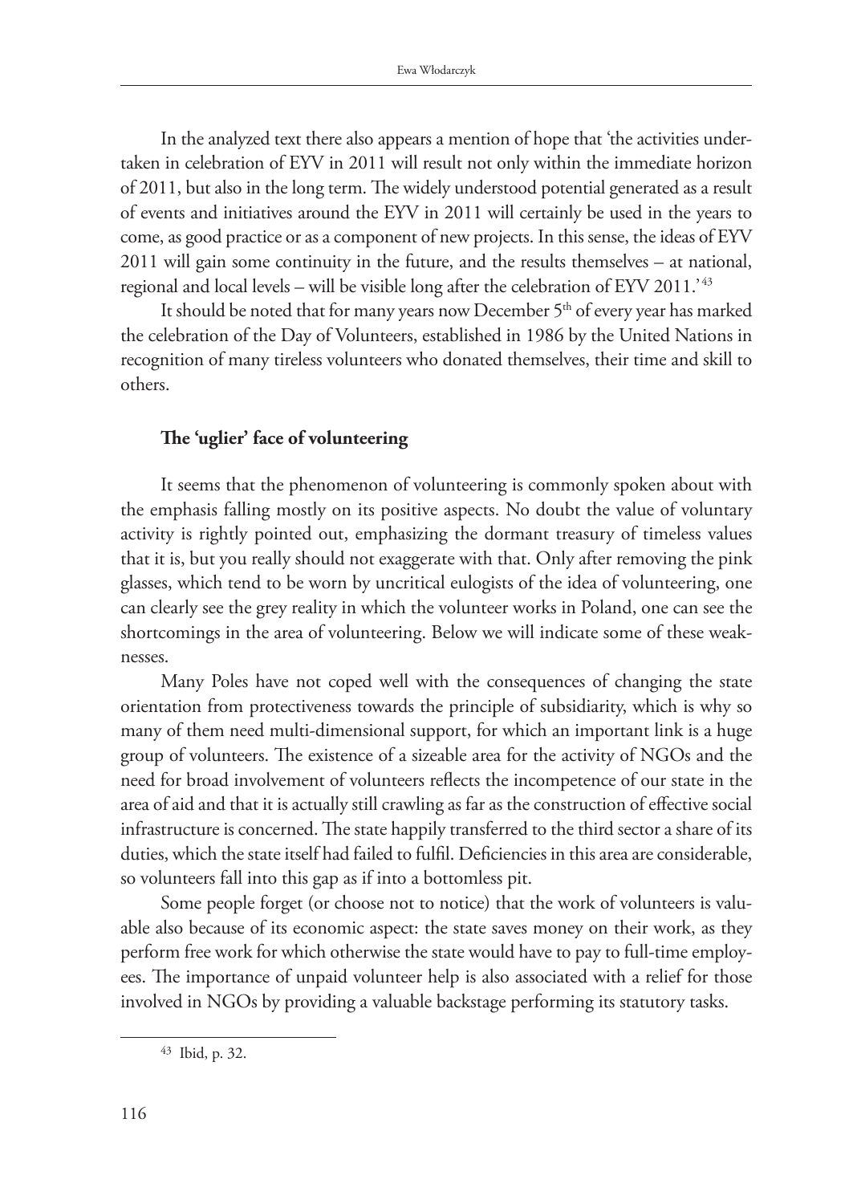In the analyzed text there also appears a mention of hope that 'the activities undertaken in celebration of EYV in 2011 will result not only within the immediate horizon of 2011, but also in the long term. The widely understood potential generated as a result of events and initiatives around the EYV in 2011 will certainly be used in the years to come, as good practice or as a component of new projects. In this sense, the ideas of EYV 2011 will gain some continuity in the future, and the results themselves – at national, regional and local levels – will be visible long after the celebration of EYV 2011.'[43]

It should be noted that for many years now December 5th of every year has marked the celebration of the Day of Volunteers, established in 1986 by the United Nations in recognition of many tireless volunteers who donated themselves, their time and skill to others.

### The 'uglier' face of volunteering

It seems that the phenomenon of volunteering is commonly spoken about with the emphasis falling mostly on its positive aspects. No doubt the value of voluntary activity is rightly pointed out, emphasizing the dormant treasury of timeless values that it is, but you really should not exaggerate with that. Only after removing the pink glasses, which tend to be worn by uncritical eulogists of the idea of volunteering, one can clearly see the grey reality in which the volunteer works in Poland, one can see the shortcomings in the area of volunteering. Below we will indicate some of these weaknesses.

Many Poles have not coped well with the consequences of changing the state orientation from protectiveness towards the principle of subsidiarity, which is why so many of them need multi-dimensional support, for which an important link is a huge group of volunteers. The existence of a sizeable area for the activity of NGOs and the need for broad involvement of volunteers reflects the incompetence of our state in the area of aid and that it is actually still crawling as far as the construction of effective social infrastructure is concerned. The state happily transferred to the third sector a share of its duties, which the state itself had failed to fulfil. Deficiencies in this area are considerable, so volunteers fall into this gap as if into a bottomless pit.

Some people forget (or choose not to notice) that the work of volunteers is valuable also because of its economic aspect: the state saves money on their work, as they perform free work for which otherwise the state would have to pay to full-time employees. The importance of unpaid volunteer help is also associated with a relief for those involved in NGOs by providing a valuable backstage performing its statutory tasks.

---

[43] Ibid, p. 32.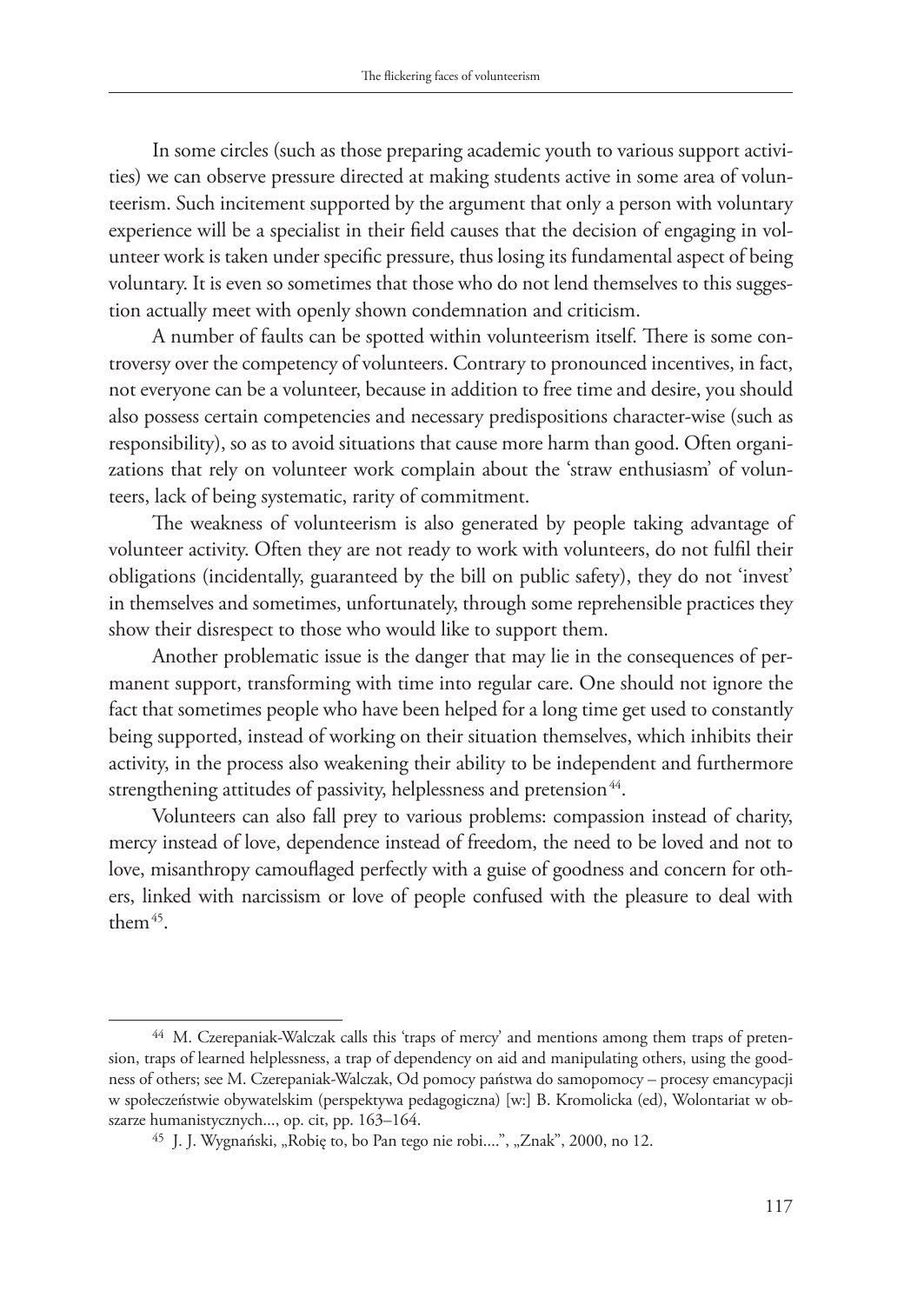In some circles (such as those preparing academic youth to various support activities) we can observe pressure directed at making students active in some area of volunteerism. Such incitement supported by the argument that only a person with voluntary experience will be a specialist in their field causes that the decision of engaging in volunteer work is taken under specific pressure, thus losing its fundamental aspect of being voluntary. It is even so sometimes that those who do not lend themselves to this suggestion actually meet with openly shown condemnation and criticism.

A number of faults can be spotted within volunteerism itself. There is some controversy over the competency of volunteers. Contrary to pronounced incentives, in fact, not everyone can be a volunteer, because in addition to free time and desire, you should also possess certain competencies and necessary predispositions character-wise (such as responsibility), so as to avoid situations that cause more harm than good. Often organizations that rely on volunteer work complain about the 'straw enthusiasm' of volunteers, lack of being systematic, rarity of commitment.

The weakness of volunteerism is also generated by people taking advantage of volunteer activity. Often they are not ready to work with volunteers, do not fulfil their obligations (incidentally, guaranteed by the bill on public safety), they do not 'invest' in themselves and sometimes, unfortunately, through some reprehensible practices they show their disrespect to those who would like to support them.

Another problematic issue is the danger that may lie in the consequences of permanent support, transforming with time into regular care. One should not ignore the fact that sometimes people who have been helped for a long time get used to constantly being supported, instead of working on their situation themselves, which inhibits their activity, in the process also weakening their ability to be independent and furthermore strengthening attitudes of passivity, helplessness and pretension[44].

Volunteers can also fall prey to various problems: compassion instead of charity, mercy instead of love, dependence instead of freedom, the need to be loved and not to love, misanthropy camouflaged perfectly with a guise of goodness and concern for others, linked with narcissism or love of people confused with the pleasure to deal with them[45].

---

[44] M. Czerepaniak-Walczak calls this 'traps of mercy' and mentions among them traps of pretension, traps of learned helplessness, a trap of dependency on aid and manipulating others, using the goodness of others; see M. Czerepaniak-Walczak, Od pomocy państwa do samopomocy – procesy emancypacji w społeczeństwie obywatelskim (perspektywa pedagogiczna) [w:] B. Kromolicka (ed), Wolontariat w obszarze humanistycznych..., op. cit, pp. 163–164.

[45] J. J. Wygnański, „Robię to, bo Pan tego nie robi....", „Znak", 2000, no 12.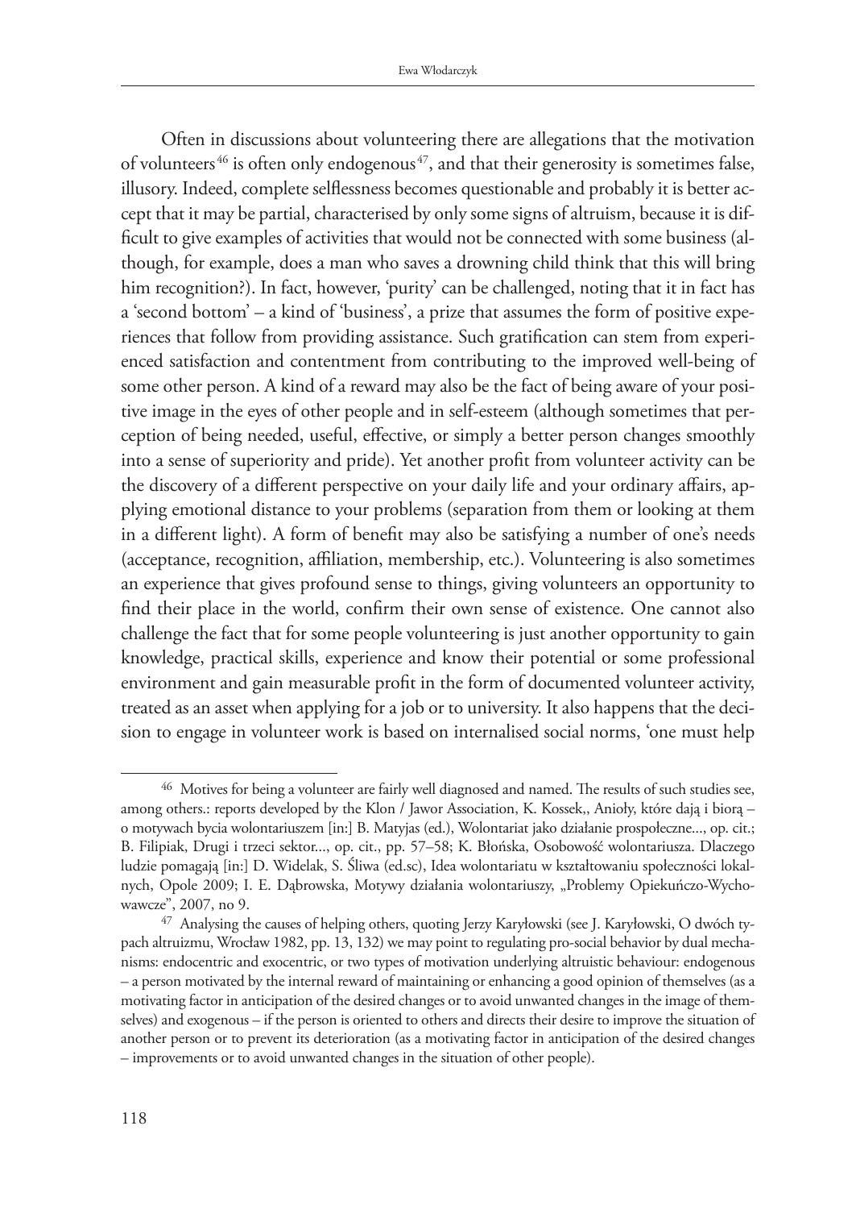Often in discussions about volunteering there are allegations that the motivation of volunteers[46] is often only endogenous[47], and that their generosity is sometimes false, illusory. Indeed, complete selflessness becomes questionable and probably it is better accept that it may be partial, characterised by only some signs of altruism, because it is difficult to give examples of activities that would not be connected with some business (although, for example, does a man who saves a drowning child think that this will bring him recognition?). In fact, however, 'purity' can be challenged, noting that it in fact has a 'second bottom' – a kind of 'business', a prize that assumes the form of positive experiences that follow from providing assistance. Such gratification can stem from experienced satisfaction and contentment from contributing to the improved well-being of some other person. A kind of a reward may also be the fact of being aware of your positive image in the eyes of other people and in self-esteem (although sometimes that perception of being needed, useful, effective, or simply a better person changes smoothly into a sense of superiority and pride). Yet another profit from volunteer activity can be the discovery of a different perspective on your daily life and your ordinary affairs, applying emotional distance to your problems (separation from them or looking at them in a different light). A form of benefit may also be satisfying a number of one's needs (acceptance, recognition, affiliation, membership, etc.). Volunteering is also sometimes an experience that gives profound sense to things, giving volunteers an opportunity to find their place in the world, confirm their own sense of existence. One cannot also challenge the fact that for some people volunteering is just another opportunity to gain knowledge, practical skills, experience and know their potential or some professional environment and gain measurable profit in the form of documented volunteer activity, treated as an asset when applying for a job or to university. It also happens that the decision to engage in volunteer work is based on internalised social norms, 'one must help

---

[46] Motives for being a volunteer are fairly well diagnosed and named. The results of such studies see, among others.: reports developed by the Klon / Jawor Association, K. Kossek,, Anioły, które dają i biorą – o motywach bycia wolontariuszem [in:] B. Matyjas (ed.), Wolontariat jako działanie prospołeczne..., op. cit.; B. Filipiak, Drugi i trzeci sektor..., op. cit., pp. 57–58; K. Błońska, Osobowość wolontariusza. Dlaczego ludzie pomagają [in:] D. Widelak, S. Śliwa (ed.sc), Idea wolontariatu w kształtowaniu społeczności lokalnych, Opole 2009; I. E. Dąbrowska, Motywy działania wolontariuszy, „Problemy Opiekuńczo-Wychowawcze", 2007, no 9.

[47] Analysing the causes of helping others, quoting Jerzy Karyłowski (see J. Karyłowski, O dwóch typach altruizmu, Wrocław 1982, pp. 13, 132) we may point to regulating pro-social behavior by dual mechanisms: endocentric and exocentric, or two types of motivation underlying altruistic behaviour: endogenous – a person motivated by the internal reward of maintaining or enhancing a good opinion of themselves (as a motivating factor in anticipation of the desired changes or to avoid unwanted changes in the image of themselves) and exogenous – if the person is oriented to others and directs their desire to improve the situation of another person or to prevent its deterioration (as a motivating factor in anticipation of the desired changes – improvements or to avoid unwanted changes in the situation of other people).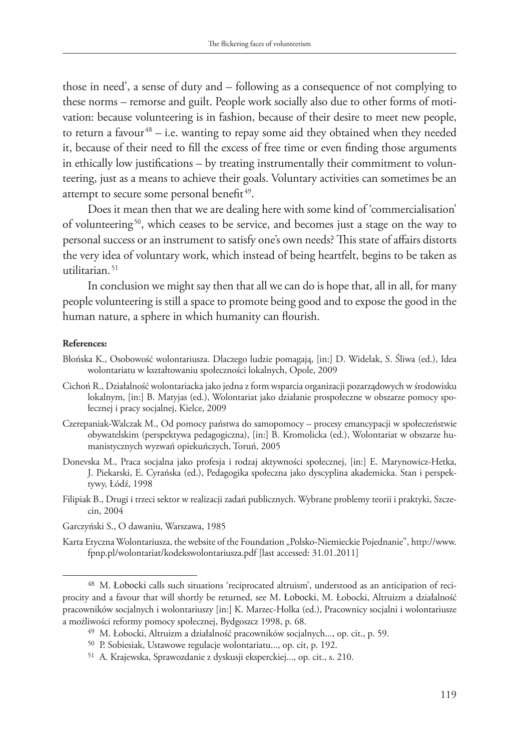those in need', a sense of duty and – following as a consequence of not complying to these norms – remorse and guilt. People work socially also due to other forms of motivation: because volunteering is in fashion, because of their desire to meet new people, to return a favour[48] – i.e. wanting to repay some aid they obtained when they needed it, because of their need to fill the excess of free time or even finding those arguments in ethically low justifications – by treating instrumentally their commitment to volunteering, just as a means to achieve their goals. Voluntary activities can sometimes be an attempt to secure some personal benefit[49].

Does it mean then that we are dealing here with some kind of 'commercialisation' of volunteering[50], which ceases to be service, and becomes just a stage on the way to personal success or an instrument to satisfy one's own needs? This state of affairs distorts the very idea of voluntary work, which instead of being heartfelt, begins to be taken as utilitarian.[51]

In conclusion we might say then that all we can do is hope that, all in all, for many people volunteering is still a space to promote being good and to expose the good in the human nature, a sphere in which humanity can flourish.

**References:**

Błońska K., Osobowość wolontariusza. Dlaczego ludzie pomagają, [in:] D. Widelak, S. Śliwa (ed.), Idea wolontariatu w kształtowaniu społeczności lokalnych, Opole, 2009

Cichoń R., Działalność wolontariacka jako jedna z form wsparcia organizacji pozarządowych w środowisku lokalnym, [in:] B. Matyjas (ed.), Wolontariat jako działanie prospołeczne w obszarze pomocy społecznej i pracy socjalnej, Kielce, 2009

Czerepaniak-Walczak M., Od pomocy państwa do samopomocy – procesy emancypacji w społeczeństwie obywatelskim (perspektywa pedagogiczna), [in:] B. Kromolicka (ed.), Wolontariat w obszarze humanistycznych wyzwań opiekuńczych, Toruń, 2005

Donevska M., Praca socjalna jako profesja i rodzaj aktywności społecznej, [in:] E. Marynowicz-Hetka, J. Piekarski, E. Cyrańska (ed.), Pedagogika społeczna jako dyscyplina akademicka. Stan i perspektywy, Łódź, 1998

Filipiak B., Drugi i trzeci sektor w realizacji zadań publicznych. Wybrane problemy teorii i praktyki, Szczecin, 2004

Garczyński S., O dawaniu, Warszawa, 1985

Karta Etyczna Wolontariusza, the website of the Foundation „Polsko-Niemieckie Pojednanie", http://www.fpnp.pl/wolontariat/kodekswolontariusza.pdf [last accessed: 31.01.2011]

---

[48] M. Łobocki calls such situations 'reciprocated altruism', understood as an anticipation of reciprocity and a favour that will shortly be returned, see M. Łobocki, M. Łobocki, Altruizm a działalność pracowników socjalnych i wolontariuszy [in:] K. Marzec-Holka (ed.), Pracownicy socjalni i wolontariusze a możliwości reformy pomocy społecznej, Bydgoszcz 1998, p. 68.

[49] M. Łobocki, Altruizm a działalność pracowników socjalnych..., op. cit., p. 59.

[50] P. Sobiesiak, Ustawowe regulacje wolontariatu..., op. cit, p. 192.

[51] A. Krajewska, Sprawozdanie z dyskusji eksperckiej..., op. cit., s. 210.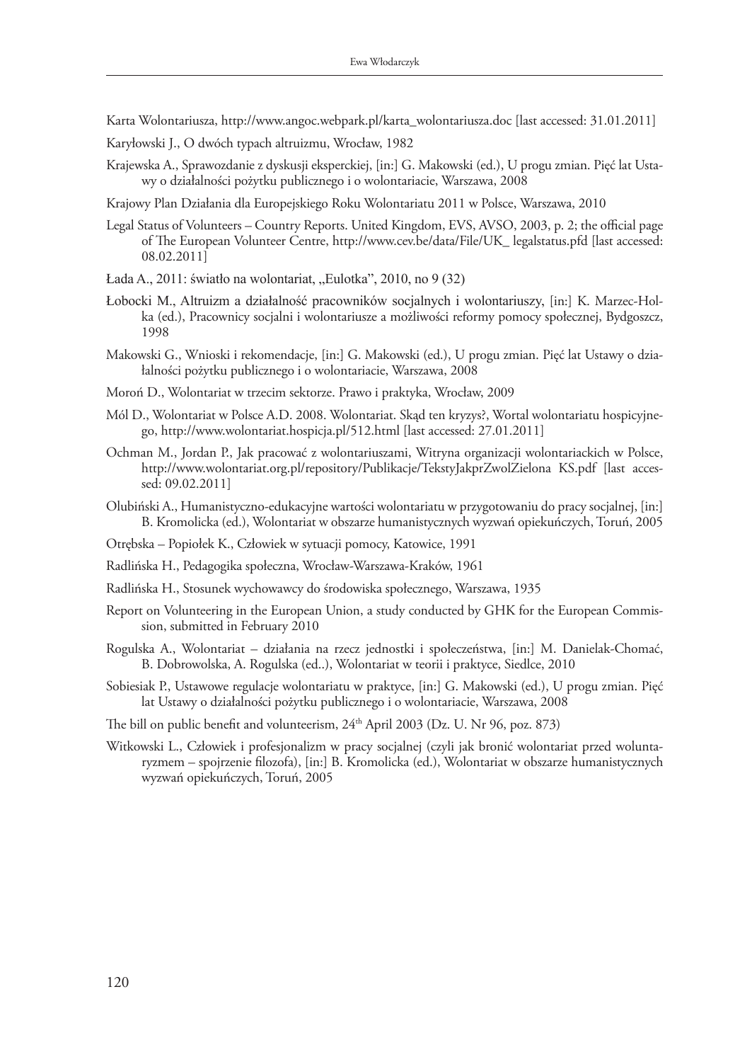Karta Wolontariusza, http://www.angoc.webpark.pl/karta_wolontariusza.doc [last accessed: 31.01.2011]

Karyłowski J., O dwóch typach altruizmu, Wrocław, 1982

Krajewska A., Sprawozdanie z dyskusji eksperckiej, [in:] G. Makowski (ed.), U progu zmian. Pięć lat Ustawy o działalności pożytku publicznego i o wolontariacie, Warszawa, 2008

Krajowy Plan Działania dla Europejskiego Roku Wolontariatu 2011 w Polsce, Warszawa, 2010

Legal Status of Volunteers – Country Reports. United Kingdom, EVS, AVSO, 2003, p. 2; the official page of The European Volunteer Centre, http://www.cev.be/data/File/UK_ legalstatus.pfd [last accessed: 08.02.2011]

Łada A., 2011: światło na wolontariat, „Eulotka", 2010, no 9 (32)

Łobocki M., Altruizm a działalność pracowników socjalnych i wolontariuszy, [in:] K. Marzec-Holka (ed.), Pracownicy socjalni i wolontariusze a możliwości reformy pomocy społecznej, Bydgoszcz, 1998

Makowski G., Wnioski i rekomendacje, [in:] G. Makowski (ed.), U progu zmian. Pięć lat Ustawy o działalności pożytku publicznego i o wolontariacie, Warszawa, 2008

Moroń D., Wolontariat w trzecim sektorze. Prawo i praktyka, Wrocław, 2009

Mól D., Wolontariat w Polsce A.D. 2008. Wolontariat. Skąd ten kryzys?, Wortal wolontariatu hospicyjnego, http://www.wolontariat.hospicja.pl/512.html [last accessed: 27.01.2011]

Ochman M., Jordan P., Jak pracować z wolontariuszami, Witryna organizacji wolontariackich w Polsce, http://www.wolontariat.org.pl/repository/Publikacje/TekstyJakprZwolZielona KS.pdf [last accessed: 09.02.2011]

Olubiński A., Humanistyczno-edukacyjne wartości wolontariatu w przygotowaniu do pracy socjalnej, [in:] B. Kromolicka (ed.), Wolontariat w obszarze humanistycznych wyzwań opiekuńczych, Toruń, 2005

Otrębska – Popiołek K., Człowiek w sytuacji pomocy, Katowice, 1991

Radlińska H., Pedagogika społeczna, Wrocław-Warszawa-Kraków, 1961

Radlińska H., Stosunek wychowawcy do środowiska społecznego, Warszawa, 1935

Report on Volunteering in the European Union, a study conducted by GHK for the European Commission, submitted in February 2010

Rogulska A., Wolontariat – działania na rzecz jednostki i społeczeństwa, [in:] M. Danielak-Chomać, B. Dobrowolska, A. Rogulska (ed..), Wolontariat w teorii i praktyce, Siedlce, 2010

Sobiesiak P., Ustawowe regulacje wolontariatu w praktyce, [in:] G. Makowski (ed.), U progu zmian. Pięć lat Ustawy o działalności pożytku publicznego i o wolontariacie, Warszawa, 2008

The bill on public benefit and volunteerism, 24th April 2003 (Dz. U. Nr 96, poz. 873)

Witkowski L., Człowiek i profesjonalizm w pracy socjalnej (czyli jak bronić wolontariat przed woluntaryzmem – spojrzenie filozofa), [in:] B. Kromolicka (ed.), Wolontariat w obszarze humanistycznych wyzwań opiekuńczych, Toruń, 2005